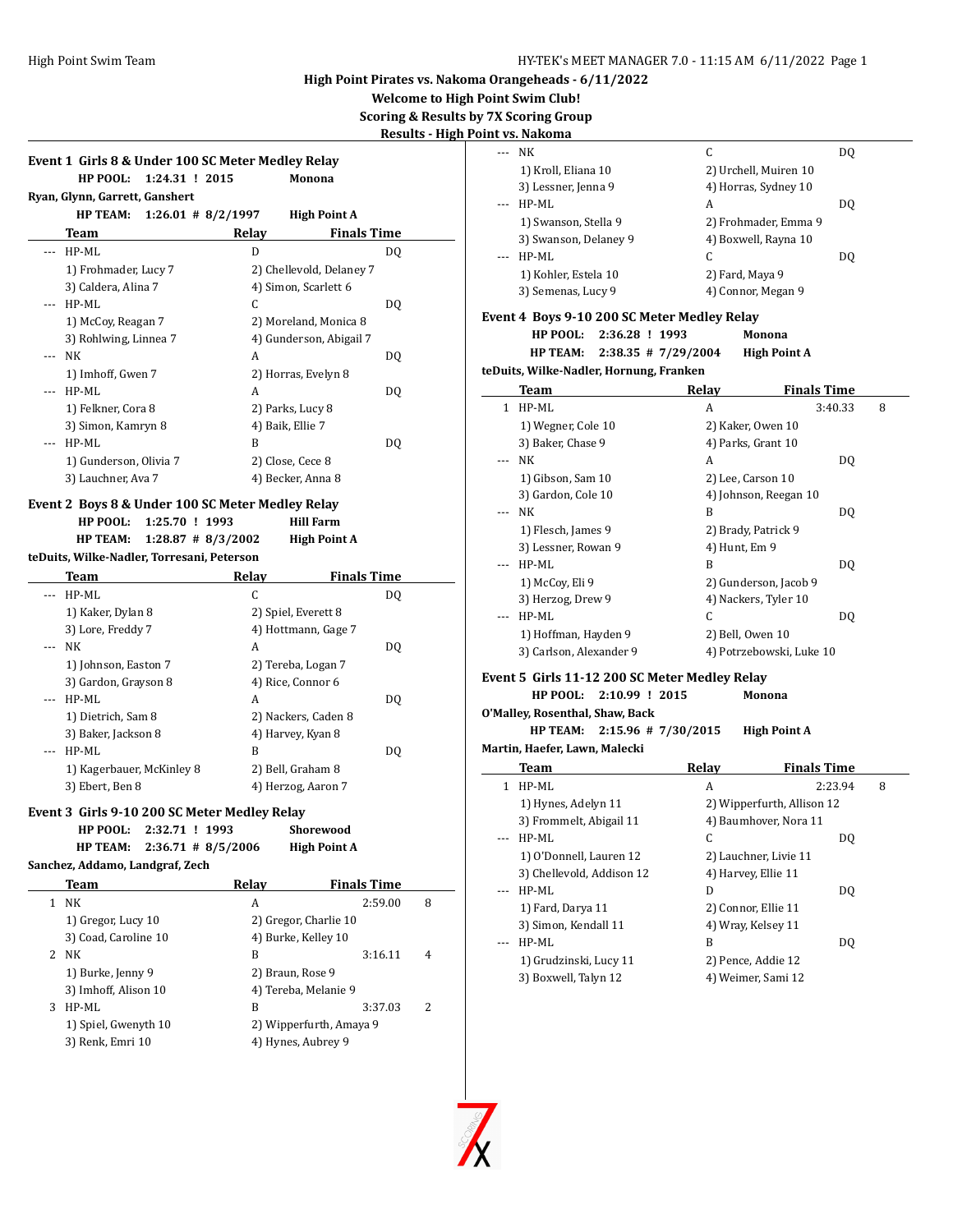**High Point Pirates vs. Nakoma Orangeheads - 6/11/2022**

**Welcome to High Point Swim Club!**

**Scoring & Results by 7X Scoring Group**

**Results - High Point vs. Nakoma**

### Event 1 Girls 8 & Under 100 SC Meter Medley Relay

**HP POOL: 1:24.31 ! 2015 Monona**

**Ryan, Glynn, Garrett, Ganshert**

**HP TEAM: 1:26.01 # 8/2/1997 High Point A**

| | Team | Relay | Finals Time | |
|---|---|---|---|---|
| --- | HP-ML | D | DQ | |
| | 1) Frohmader, Lucy 7 | 2) Chellevold, Delaney 7 | | |
| | 3) Caldera, Alina 7 | 4) Simon, Scarlett 6 | | |
| --- | HP-ML | C | DQ | |
| | 1) McCoy, Reagan 7 | 2) Moreland, Monica 8 | | |
| | 3) Rohlwing, Linnea 7 | 4) Gunderson, Abigail 7 | | |
| --- | NK | A | DQ | |
| | 1) Imhoff, Gwen 7 | 2) Horras, Evelyn 8 | | |
| --- | HP-ML | A | DQ | |
| | 1) Felkner, Cora 8 | 2) Parks, Lucy 8 | | |
| | 3) Simon, Kamryn 8 | 4) Baik, Ellie 7 | | |
| --- | HP-ML | B | DQ | |
| | 1) Gunderson, Olivia 7 | 2) Close, Cece 8 | | |
| | 3) Lauchner, Ava 7 | 4) Becker, Anna 8 | | |

### Event 2 Boys 8 & Under 100 SC Meter Medley Relay

**HP POOL: 1:25.70 ! 1993 Hill Farm**

**HP TEAM: 1:28.87 # 8/3/2002 High Point A**

**teDuits, Wilke-Nadler, Torresani, Peterson**

| | Team | Relay | Finals Time | |
|---|---|---|---|---|
| --- | HP-ML | C | DQ | |
| | 1) Kaker, Dylan 8 | 2) Spiel, Everett 8 | | |
| | 3) Lore, Freddy 7 | 4) Hottmann, Gage 7 | | |
| --- | NK | A | DQ | |
| | 1) Johnson, Easton 7 | 2) Tereba, Logan 7 | | |
| | 3) Gardon, Grayson 8 | 4) Rice, Connor 6 | | |
| --- | HP-ML | A | DQ | |
| | 1) Dietrich, Sam 8 | 2) Nackers, Caden 8 | | |
| | 3) Baker, Jackson 8 | 4) Harvey, Kyan 8 | | |
| --- | HP-ML | B | DQ | |
| | 1) Kagerbauer, McKinley 8 | 2) Bell, Graham 8 | | |
| | 3) Ebert, Ben 8 | 4) Herzog, Aaron 7 | | |

### Event 3 Girls 9-10 200 SC Meter Medley Relay

**HP POOL: 2:32.71 ! 1993 Shorewood**

**HP TEAM: 2:36.71 # 8/5/2006 High Point A**

**Sanchez, Addamo, Landgraf, Zech**

| | Team | Relay | Finals Time | |
|---|---|---|---|---|
| 1 | NK | A | 2:59.00 | 8 |
| | 1) Gregor, Lucy 10 | 2) Gregor, Charlie 10 | | |
| | 3) Coad, Caroline 10 | 4) Burke, Kelley 10 | | |
| 2 | NK | B | 3:16.11 | 4 |
| | 1) Burke, Jenny 9 | 2) Braun, Rose 9 | | |
| | 3) Imhoff, Alison 10 | 4) Tereba, Melanie 9 | | |
| 3 | HP-ML | B | 3:37.03 | 2 |
| | 1) Spiel, Gwenyth 10 | 2) Wipperfurth, Amaya 9 | | |
| | 3) Renk, Emri 10 | 4) Hynes, Aubrey 9 | | |
| --- | NK | C | DQ | |
| | 1) Kroll, Eliana 10 | 2) Urchell, Muiren 10 | | |
| | 3) Lessner, Jenna 9 | 4) Horras, Sydney 10 | | |
| --- | HP-ML | A | DQ | |
| | 1) Swanson, Stella 9 | 2) Frohmader, Emma 9 | | |
| | 3) Swanson, Delaney 9 | 4) Boxwell, Rayna 10 | | |
| --- | HP-ML | C | DQ | |
| | 1) Kohler, Estela 10 | 2) Fard, Maya 9 | | |
| | 3) Semenas, Lucy 9 | 4) Connor, Megan 9 | | |

### Event 4 Boys 9-10 200 SC Meter Medley Relay

**HP POOL: 2:36.28 ! 1993 Monona**

**HP TEAM: 2:38.35 # 7/29/2004 High Point A**

**teDuits, Wilke-Nadler, Hornung, Franken**

| | Team | Relay | Finals Time | |
|---|---|---|---|---|
| 1 | HP-ML | A | 3:40.33 | 8 |
| | 1) Wegner, Cole 10 | 2) Kaker, Owen 10 | | |
| | 3) Baker, Chase 9 | 4) Parks, Grant 10 | | |
| --- | NK | A | DQ | |
| | 1) Gibson, Sam 10 | 2) Lee, Carson 10 | | |
| | 3) Gardon, Cole 10 | 4) Johnson, Reegan 10 | | |
| --- | NK | B | DQ | |
| | 1) Flesch, James 9 | 2) Brady, Patrick 9 | | |
| | 3) Lessner, Rowan 9 | 4) Hunt, Em 9 | | |
| --- | HP-ML | B | DQ | |
| | 1) McCoy, Eli 9 | 2) Gunderson, Jacob 9 | | |
| | 3) Herzog, Drew 9 | 4) Nackers, Tyler 10 | | |
| --- | HP-ML | C | DQ | |
| | 1) Hoffman, Hayden 9 | 2) Bell, Owen 10 | | |
| | 3) Carlson, Alexander 9 | 4) Potrzebowski, Luke 10 | | |

### Event 5 Girls 11-12 200 SC Meter Medley Relay

**HP POOL: 2:10.99 ! 2015 Monona**

**O'Malley, Rosenthal, Shaw, Back**

**HP TEAM: 2:15.96 # 7/30/2015 High Point A**

**Martin, Haefer, Lawn, Malecki**

| | Team | Relay | Finals Time | |
|---|---|---|---|---|
| 1 | HP-ML | A | 2:23.94 | 8 |
| | 1) Hynes, Adelyn 11 | 2) Wipperfurth, Allison 12 | | |
| | 3) Frommelt, Abigail 11 | 4) Baumhover, Nora 11 | | |
| --- | HP-ML | C | DQ | |
| | 1) O'Donnell, Lauren 12 | 2) Lauchner, Livie 11 | | |
| | 3) Chellevold, Addison 12 | 4) Harvey, Ellie 11 | | |
| --- | HP-ML | D | DQ | |
| | 1) Fard, Darya 11 | 2) Connor, Ellie 11 | | |
| | 3) Simon, Kendall 11 | 4) Wray, Kelsey 11 | | |
| --- | HP-ML | B | DQ | |
| | 1) Grudzinski, Lucy 11 | 2) Pence, Addie 12 | | |
| | 3) Boxwell, Talyn 12 | 4) Weimer, Sami 12 | | |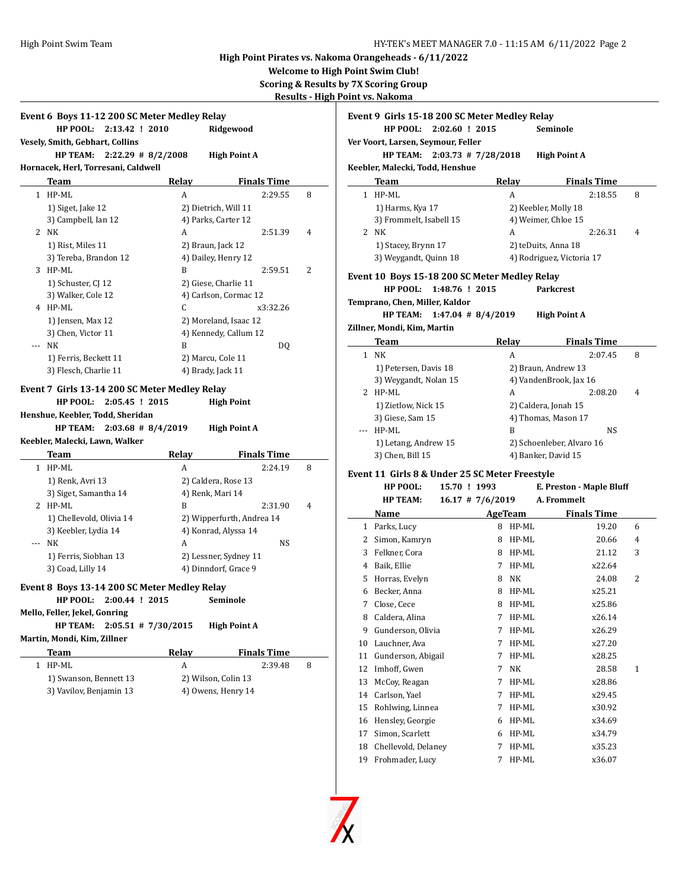## High Point Pirates vs. Nakoma Orangeheads - 6/11/2022

**Welcome to High Point Swim Club!**

**Scoring & Results by 7X Scoring Group**

**Results - High Point vs. Nakoma**

### Event 6 Boys 11-12 200 SC Meter Medley Relay

**HP POOL: 2:13.42 ! 2010 Ridgewood**
**Vesely, Smith, Gebhart, Collins**
**HP TEAM: 2:22.29 # 8/2/2008 High Point A**
**Hornacek, Herl, Torresani, Caldwell**

| | Team | Relay | Finals Time | |
|---|---|---|---|---|
| 1 | HP-ML | A | 2:29.55 | 8 |
| | 1) Siget, Jake 12 | 2) Dietrich, Will 11 | | |
| | 3) Campbell, Ian 12 | 4) Parks, Carter 12 | | |
| 2 | NK | A | 2:51.39 | 4 |
| | 1) Rist, Miles 11 | 2) Braun, Jack 12 | | |
| | 3) Tereba, Brandon 12 | 4) Dailey, Henry 12 | | |
| 3 | HP-ML | B | 2:59.51 | 2 |
| | 1) Schuster, CJ 12 | 2) Giese, Charlie 11 | | |
| | 3) Walker, Cole 12 | 4) Carlson, Cormac 12 | | |
| 4 | HP-ML | C | x3:32.26 | |
| | 1) Jensen, Max 12 | 2) Moreland, Isaac 12 | | |
| | 3) Chen, Victor 11 | 4) Kennedy, Callum 12 | | |
| --- | NK | B | DQ | |
| | 1) Ferris, Beckett 11 | 2) Marcu, Cole 11 | | |
| | 3) Flesch, Charlie 11 | 4) Brady, Jack 11 | | |

### Event 7 Girls 13-14 200 SC Meter Medley Relay

**HP POOL: 2:05.45 ! 2015 High Point**
**Henshue, Keebler, Todd, Sheridan**
**HP TEAM: 2:03.68 # 8/4/2019 High Point A**
**Keebler, Malecki, Lawn, Walker**

| | Team | Relay | Finals Time | |
|---|---|---|---|---|
| 1 | HP-ML | A | 2:24.19 | 8 |
| | 1) Renk, Avri 13 | 2) Caldera, Rose 13 | | |
| | 3) Siget, Samantha 14 | 4) Renk, Mari 14 | | |
| 2 | HP-ML | B | 2:31.90 | 4 |
| | 1) Chellevold, Olivia 14 | 2) Wipperfurth, Andrea 14 | | |
| | 3) Keebler, Lydia 14 | 4) Konrad, Alyssa 14 | | |
| --- | NK | A | NS | |
| | 1) Ferris, Siobhan 13 | 2) Lessner, Sydney 11 | | |
| | 3) Coad, Lilly 14 | 4) Dinndorf, Grace 9 | | |

### Event 8 Boys 13-14 200 SC Meter Medley Relay

**HP POOL: 2:00.44 ! 2015 Seminole**
**Mello, Feller, Jekel, Gonring**
**HP TEAM: 2:05.51 # 7/30/2015 High Point A**
**Martin, Mondi, Kim, Zillner**

| | Team | Relay | Finals Time | |
|---|---|---|---|---|
| 1 | HP-ML | A | 2:39.48 | 8 |
| | 1) Swanson, Bennett 13 | 2) Wilson, Colin 13 | | |
| | 3) Vavilov, Benjamin 13 | 4) Owens, Henry 14 | | |

### Event 9 Girls 15-18 200 SC Meter Medley Relay

**HP POOL: 2:02.60 ! 2015 Seminole**
**Ver Voort, Larsen, Seymour, Feller**
**HP TEAM: 2:03.73 # 7/28/2018 High Point A**
**Keebler, Malecki, Todd, Henshue**

| | Team | Relay | Finals Time | |
|---|---|---|---|---|
| 1 | HP-ML | A | 2:18.55 | 8 |
| | 1) Harms, Kya 17 | 2) Keebler, Molly 18 | | |
| | 3) Frommelt, Isabell 15 | 4) Weimer, Chloe 15 | | |
| 2 | NK | A | 2:26.31 | 4 |
| | 1) Stacey, Brynn 17 | 2) teDuits, Anna 18 | | |
| | 3) Weygandt, Quinn 18 | 4) Rodriguez, Victoria 17 | | |

### Event 10 Boys 15-18 200 SC Meter Medley Relay

**HP POOL: 1:48.76 ! 2015 Parkcrest**
**Temprano, Chen, Miller, Kaldor**
**HP TEAM: 1:47.04 # 8/4/2019 High Point A**
**Zillner, Mondi, Kim, Martin**

| | Team | Relay | Finals Time | |
|---|---|---|---|---|
| 1 | NK | A | 2:07.45 | 8 |
| | 1) Petersen, Davis 18 | 2) Braun, Andrew 13 | | |
| | 3) Weygandt, Nolan 15 | 4) VandenBrook, Jax 16 | | |
| 2 | HP-ML | A | 2:08.20 | 4 |
| | 1) Zietlow, Nick 15 | 2) Caldera, Jonah 15 | | |
| | 3) Giese, Sam 15 | 4) Thomas, Mason 17 | | |
| --- | HP-ML | B | NS | |
| | 1) Letang, Andrew 15 | 2) Schoenleber, Alvaro 16 | | |
| | 3) Chen, Bill 15 | 4) Banker, David 15 | | |

### Event 11 Girls 8 & Under 25 SC Meter Freestyle

**HP POOL: 15.70 ! 1993 E. Preston - Maple Bluff**
**HP TEAM: 16.17 # 7/6/2019 A. Frommelt**

| | Name | Age | Team | Finals Time | |
|---|---|---|---|---|---|
| 1 | Parks, Lucy | 8 | HP-ML | 19.20 | 6 |
| 2 | Simon, Kamryn | 8 | HP-ML | 20.66 | 4 |
| 3 | Felkner, Cora | 8 | HP-ML | 21.12 | 3 |
| 4 | Baik, Ellie | 7 | HP-ML | x22.64 | |
| 5 | Horras, Evelyn | 8 | NK | 24.08 | 2 |
| 6 | Becker, Anna | 8 | HP-ML | x25.21 | |
| 7 | Close, Cece | 8 | HP-ML | x25.86 | |
| 8 | Caldera, Alina | 7 | HP-ML | x26.14 | |
| 9 | Gunderson, Olivia | 7 | HP-ML | x26.29 | |
| 10 | Lauchner, Ava | 7 | HP-ML | x27.20 | |
| 11 | Gunderson, Abigail | 7 | HP-ML | x28.25 | |
| 12 | Imhoff, Gwen | 7 | NK | 28.58 | 1 |
| 13 | McCoy, Reagan | 7 | HP-ML | x28.86 | |
| 14 | Carlson, Yael | 7 | HP-ML | x29.45 | |
| 15 | Rohlwing, Linnea | 7 | HP-ML | x30.92 | |
| 16 | Hensley, Georgie | 6 | HP-ML | x34.69 | |
| 17 | Simon, Scarlett | 6 | HP-ML | x34.79 | |
| 18 | Chellevold, Delaney | 7 | HP-ML | x35.23 | |
| 19 | Frohmader, Lucy | 7 | HP-ML | x36.07 | |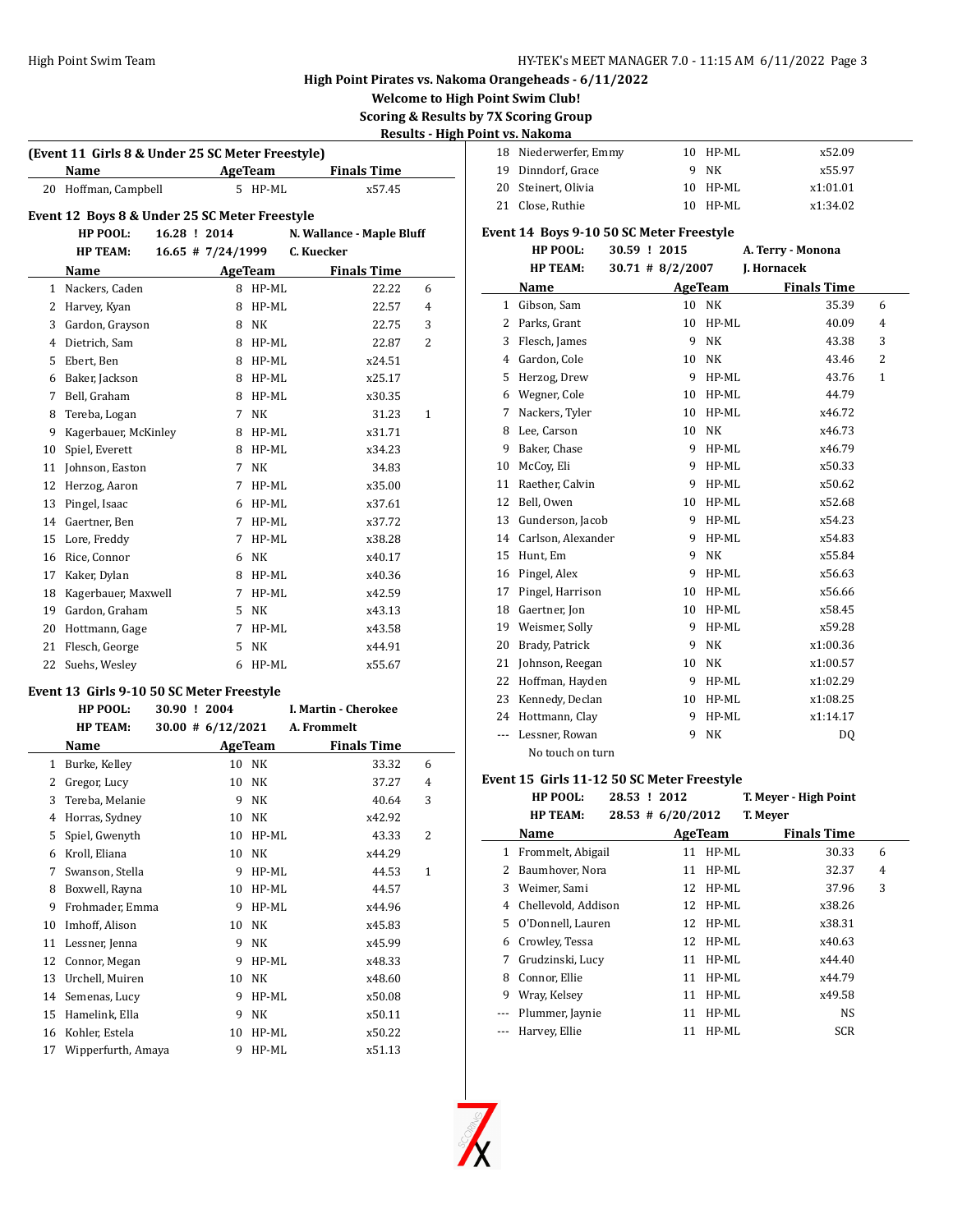## High Point Pirates vs. Nakoma Orangeheads - 6/11/2022

**Welcome to High Point Swim Club!**

**Scoring & Results by 7X Scoring Group**

**Results - High Point vs. Nakoma**

### (Event 11 Girls 8 & Under 25 SC Meter Freestyle)

| | Name | Age | Team | Finals Time | |
|---|---|---|---|---|---|
| 20 | Hoffman, Campbell | 5 | HP-ML | x57.45 | |

### Event 12 Boys 8 & Under 25 SC Meter Freestyle

**HP POOL:** 16.28 ! 2014 N. Wallance - Maple Bluff

**HP TEAM:** 16.65 # 7/24/1999 C. Kuecker

| | Name | Age | Team | Finals Time | |
|---|---|---|---|---|---|
| 1 | Nackers, Caden | 8 | HP-ML | 22.22 | 6 |
| 2 | Harvey, Kyan | 8 | HP-ML | 22.57 | 4 |
| 3 | Gardon, Grayson | 8 | NK | 22.75 | 3 |
| 4 | Dietrich, Sam | 8 | HP-ML | 22.87 | 2 |
| 5 | Ebert, Ben | 8 | HP-ML | x24.51 | |
| 6 | Baker, Jackson | 8 | HP-ML | x25.17 | |
| 7 | Bell, Graham | 8 | HP-ML | x30.35 | |
| 8 | Tereba, Logan | 7 | NK | 31.23 | 1 |
| 9 | Kagerbauer, McKinley | 8 | HP-ML | x31.71 | |
| 10 | Spiel, Everett | 8 | HP-ML | x34.23 | |
| 11 | Johnson, Easton | 7 | NK | 34.83 | |
| 12 | Herzog, Aaron | 7 | HP-ML | x35.00 | |
| 13 | Pingel, Isaac | 6 | HP-ML | x37.61 | |
| 14 | Gaertner, Ben | 7 | HP-ML | x37.72 | |
| 15 | Lore, Freddy | 7 | HP-ML | x38.28 | |
| 16 | Rice, Connor | 6 | NK | x40.17 | |
| 17 | Kaker, Dylan | 8 | HP-ML | x40.36 | |
| 18 | Kagerbauer, Maxwell | 7 | HP-ML | x42.59 | |
| 19 | Gardon, Graham | 5 | NK | x43.13 | |
| 20 | Hottmann, Gage | 7 | HP-ML | x43.58 | |
| 21 | Flesch, George | 5 | NK | x44.91 | |
| 22 | Suehs, Wesley | 6 | HP-ML | x55.67 | |

### Event 13 Girls 9-10 50 SC Meter Freestyle

**HP POOL:** 30.90 ! 2004 I. Martin - Cherokee

**HP TEAM:** 30.00 # 6/12/2021 A. Frommelt

| | Name | Age | Team | Finals Time | |
|---|---|---|---|---|---|
| 1 | Burke, Kelley | 10 | NK | 33.32 | 6 |
| 2 | Gregor, Lucy | 10 | NK | 37.27 | 4 |
| 3 | Tereba, Melanie | 9 | NK | 40.64 | 3 |
| 4 | Horras, Sydney | 10 | NK | x42.92 | |
| 5 | Spiel, Gwenyth | 10 | HP-ML | 43.33 | 2 |
| 6 | Kroll, Eliana | 10 | NK | x44.29 | |
| 7 | Swanson, Stella | 9 | HP-ML | 44.53 | 1 |
| 8 | Boxwell, Rayna | 10 | HP-ML | 44.57 | |
| 9 | Frohmader, Emma | 9 | HP-ML | x44.96 | |
| 10 | Imhoff, Alison | 10 | NK | x45.83 | |
| 11 | Lessner, Jenna | 9 | NK | x45.99 | |
| 12 | Connor, Megan | 9 | HP-ML | x48.33 | |
| 13 | Urchell, Muiren | 10 | NK | x48.60 | |
| 14 | Semenas, Lucy | 9 | HP-ML | x50.08 | |
| 15 | Hamelink, Ella | 9 | NK | x50.11 | |
| 16 | Kohler, Estela | 10 | HP-ML | x50.22 | |
| 17 | Wipperfurth, Amaya | 9 | HP-ML | x51.13 | |
| 18 | Niederwerfer, Emmy | 10 | HP-ML | x52.09 | |
| 19 | Dinndorf, Grace | 9 | NK | x55.97 | |
| 20 | Steinert, Olivia | 10 | HP-ML | x1:01.01 | |
| 21 | Close, Ruthie | 10 | HP-ML | x1:34.02 | |

### Event 14 Boys 9-10 50 SC Meter Freestyle

**HP POOL:** 30.59 ! 2015 A. Terry - Monona

**HP TEAM:** 30.71 # 8/2/2007 J. Hornacek

| | Name | Age | Team | Finals Time | |
|---|---|---|---|---|---|
| 1 | Gibson, Sam | 10 | NK | 35.39 | 6 |
| 2 | Parks, Grant | 10 | HP-ML | 40.09 | 4 |
| 3 | Flesch, James | 9 | NK | 43.38 | 3 |
| 4 | Gardon, Cole | 10 | NK | 43.46 | 2 |
| 5 | Herzog, Drew | 9 | HP-ML | 43.76 | 1 |
| 6 | Wegner, Cole | 10 | HP-ML | 44.79 | |
| 7 | Nackers, Tyler | 10 | HP-ML | x46.72 | |
| 8 | Lee, Carson | 10 | NK | x46.73 | |
| 9 | Baker, Chase | 9 | HP-ML | x46.79 | |
| 10 | McCoy, Eli | 9 | HP-ML | x50.33 | |
| 11 | Raether, Calvin | 9 | HP-ML | x50.62 | |
| 12 | Bell, Owen | 10 | HP-ML | x52.68 | |
| 13 | Gunderson, Jacob | 9 | HP-ML | x54.23 | |
| 14 | Carlson, Alexander | 9 | HP-ML | x54.83 | |
| 15 | Hunt, Em | 9 | NK | x55.84 | |
| 16 | Pingel, Alex | 9 | HP-ML | x56.63 | |
| 17 | Pingel, Harrison | 10 | HP-ML | x56.66 | |
| 18 | Gaertner, Jon | 10 | HP-ML | x58.45 | |
| 19 | Weismer, Solly | 9 | HP-ML | x59.28 | |
| 20 | Brady, Patrick | 9 | NK | x1:00.36 | |
| 21 | Johnson, Reegan | 10 | NK | x1:00.57 | |
| 22 | Hoffman, Hayden | 9 | HP-ML | x1:02.29 | |
| 23 | Kennedy, Declan | 10 | HP-ML | x1:08.25 | |
| 24 | Hottmann, Clay | 9 | HP-ML | x1:14.17 | |
| --- | Lessner, Rowan | 9 | NK | DQ | |
| | No touch on turn | | | | |

### Event 15 Girls 11-12 50 SC Meter Freestyle

**HP POOL:** 28.53 ! 2012 T. Meyer - High Point

**HP TEAM:** 28.53 # 6/20/2012 T. Meyer

| | Name | Age | Team | Finals Time | |
|---|---|---|---|---|---|
| 1 | Frommelt, Abigail | 11 | HP-ML | 30.33 | 6 |
| 2 | Baumhover, Nora | 11 | HP-ML | 32.37 | 4 |
| 3 | Weimer, Sami | 12 | HP-ML | 37.96 | 3 |
| 4 | Chellevold, Addison | 12 | HP-ML | x38.26 | |
| 5 | O'Donnell, Lauren | 12 | HP-ML | x38.31 | |
| 6 | Crowley, Tessa | 12 | HP-ML | x40.63 | |
| 7 | Grudzinski, Lucy | 11 | HP-ML | x44.40 | |
| 8 | Connor, Ellie | 11 | HP-ML | x44.79 | |
| 9 | Wray, Kelsey | 11 | HP-ML | x49.58 | |
| --- | Plummer, Jaynie | 11 | HP-ML | NS | |
| --- | Harvey, Ellie | 11 | HP-ML | SCR | |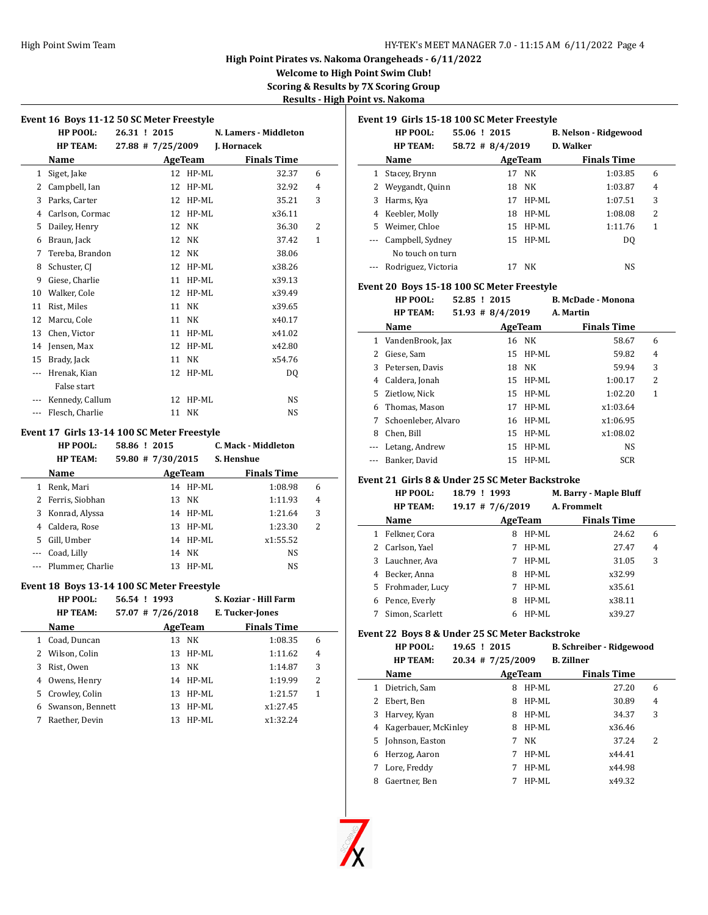**High Point Pirates vs. Nakoma Orangeheads - 6/11/2022**

**Welcome to High Point Swim Club!**

**Scoring & Results by 7X Scoring Group**

**Results - High Point vs. Nakoma**

### Event 16 Boys 11-12 50 SC Meter Freestyle

**HP POOL:** 26.31 ! 2015 N. Lamers - Middleton
**HP TEAM:** 27.88 # 7/25/2009 J. Hornacek

| | Name | Age | Team | Finals Time | |
|---|---|---|---|---|---|
| 1 | Siget, Jake | 12 | HP-ML | 32.37 | 6 |
| 2 | Campbell, Ian | 12 | HP-ML | 32.92 | 4 |
| 3 | Parks, Carter | 12 | HP-ML | 35.21 | 3 |
| 4 | Carlson, Cormac | 12 | HP-ML | x36.11 | |
| 5 | Dailey, Henry | 12 | NK | 36.30 | 2 |
| 6 | Braun, Jack | 12 | NK | 37.42 | 1 |
| 7 | Tereba, Brandon | 12 | NK | 38.06 | |
| 8 | Schuster, CJ | 12 | HP-ML | x38.26 | |
| 9 | Giese, Charlie | 11 | HP-ML | x39.13 | |
| 10 | Walker, Cole | 12 | HP-ML | x39.49 | |
| 11 | Rist, Miles | 11 | NK | x39.65 | |
| 12 | Marcu, Cole | 11 | NK | x40.17 | |
| 13 | Chen, Victor | 11 | HP-ML | x41.02 | |
| 14 | Jensen, Max | 12 | HP-ML | x42.80 | |
| 15 | Brady, Jack | 11 | NK | x54.76 | |
| --- | Hrenak, Kian | 12 | HP-ML | DQ | |
| | False start | | | | |
| --- | Kennedy, Callum | 12 | HP-ML | NS | |
| --- | Flesch, Charlie | 11 | NK | NS | |

### Event 17 Girls 13-14 100 SC Meter Freestyle

**HP POOL:** 58.86 ! 2015 C. Mack - Middleton
**HP TEAM:** 59.80 # 7/30/2015 S. Henshue

| | Name | Age | Team | Finals Time | |
|---|---|---|---|---|---|
| 1 | Renk, Mari | 14 | HP-ML | 1:08.98 | 6 |
| 2 | Ferris, Siobhan | 13 | NK | 1:11.93 | 4 |
| 3 | Konrad, Alyssa | 14 | HP-ML | 1:21.64 | 3 |
| 4 | Caldera, Rose | 13 | HP-ML | 1:23.30 | 2 |
| 5 | Gill, Umber | 14 | HP-ML | x1:55.52 | |
| --- | Coad, Lilly | 14 | NK | NS | |
| --- | Plummer, Charlie | 13 | HP-ML | NS | |

### Event 18 Boys 13-14 100 SC Meter Freestyle

**HP POOL:** 56.54 ! 1993 S. Koziar - Hill Farm
**HP TEAM:** 57.07 # 7/26/2018 E. Tucker-Jones

| | Name | Age | Team | Finals Time | |
|---|---|---|---|---|---|
| 1 | Coad, Duncan | 13 | NK | 1:08.35 | 6 |
| 2 | Wilson, Colin | 13 | HP-ML | 1:11.62 | 4 |
| 3 | Rist, Owen | 13 | NK | 1:14.87 | 3 |
| 4 | Owens, Henry | 14 | HP-ML | 1:19.99 | 2 |
| 5 | Crowley, Colin | 13 | HP-ML | 1:21.57 | 1 |
| 6 | Swanson, Bennett | 13 | HP-ML | x1:27.45 | |
| 7 | Raether, Devin | 13 | HP-ML | x1:32.24 | |

### Event 19 Girls 15-18 100 SC Meter Freestyle

**HP POOL:** 55.06 ! 2015 B. Nelson - Ridgewood
**HP TEAM:** 58.72 # 8/4/2019 D. Walker

| | Name | Age | Team | Finals Time | |
|---|---|---|---|---|---|
| 1 | Stacey, Brynn | 17 | NK | 1:03.85 | 6 |
| 2 | Weygandt, Quinn | 18 | NK | 1:03.87 | 4 |
| 3 | Harms, Kya | 17 | HP-ML | 1:07.51 | 3 |
| 4 | Keebler, Molly | 18 | HP-ML | 1:08.08 | 2 |
| 5 | Weimer, Chloe | 15 | HP-ML | 1:11.76 | 1 |
| --- | Campbell, Sydney | 15 | HP-ML | DQ | |
| | No touch on turn | | | | |
| --- | Rodriguez, Victoria | 17 | NK | NS | |

### Event 20 Boys 15-18 100 SC Meter Freestyle

**HP POOL:** 52.85 ! 2015 B. McDade - Monona
**HP TEAM:** 51.93 # 8/4/2019 A. Martin

| | Name | Age | Team | Finals Time | |
|---|---|---|---|---|---|
| 1 | VandenBrook, Jax | 16 | NK | 58.67 | 6 |
| 2 | Giese, Sam | 15 | HP-ML | 59.82 | 4 |
| 3 | Petersen, Davis | 18 | NK | 59.94 | 3 |
| 4 | Caldera, Jonah | 15 | HP-ML | 1:00.17 | 2 |
| 5 | Zietlow, Nick | 15 | HP-ML | 1:02.20 | 1 |
| 6 | Thomas, Mason | 17 | HP-ML | x1:03.64 | |
| 7 | Schoenleber, Alvaro | 16 | HP-ML | x1:06.95 | |
| 8 | Chen, Bill | 15 | HP-ML | x1:08.02 | |
| --- | Letang, Andrew | 15 | HP-ML | NS | |
| --- | Banker, David | 15 | HP-ML | SCR | |

### Event 21 Girls 8 & Under 25 SC Meter Backstroke

**HP POOL:** 18.79 ! 1993 M. Barry - Maple Bluff
**HP TEAM:** 19.17 # 7/6/2019 A. Frommelt

| | Name | Age | Team | Finals Time | |
|---|---|---|---|---|---|
| 1 | Felkner, Cora | 8 | HP-ML | 24.62 | 6 |
| 2 | Carlson, Yael | 7 | HP-ML | 27.47 | 4 |
| 3 | Lauchner, Ava | 7 | HP-ML | 31.05 | 3 |
| 4 | Becker, Anna | 8 | HP-ML | x32.99 | |
| 5 | Frohmader, Lucy | 7 | HP-ML | x35.61 | |
| 6 | Pence, Everly | 8 | HP-ML | x38.11 | |
| 7 | Simon, Scarlett | 6 | HP-ML | x39.27 | |

### Event 22 Boys 8 & Under 25 SC Meter Backstroke

**HP POOL:** 19.65 ! 2015 B. Schreiber - Ridgewood
**HP TEAM:** 20.34 # 7/25/2009 B. Zillner

| | Name | Age | Team | Finals Time | |
|---|---|---|---|---|---|
| 1 | Dietrich, Sam | 8 | HP-ML | 27.20 | 6 |
| 2 | Ebert, Ben | 8 | HP-ML | 30.89 | 4 |
| 3 | Harvey, Kyan | 8 | HP-ML | 34.37 | 3 |
| 4 | Kagerbauer, McKinley | 8 | HP-ML | x36.46 | |
| 5 | Johnson, Easton | 7 | NK | 37.24 | 2 |
| 6 | Herzog, Aaron | 7 | HP-ML | x44.41 | |
| 7 | Lore, Freddy | 7 | HP-ML | x44.98 | |
| 8 | Gaertner, Ben | 7 | HP-ML | x49.32 | |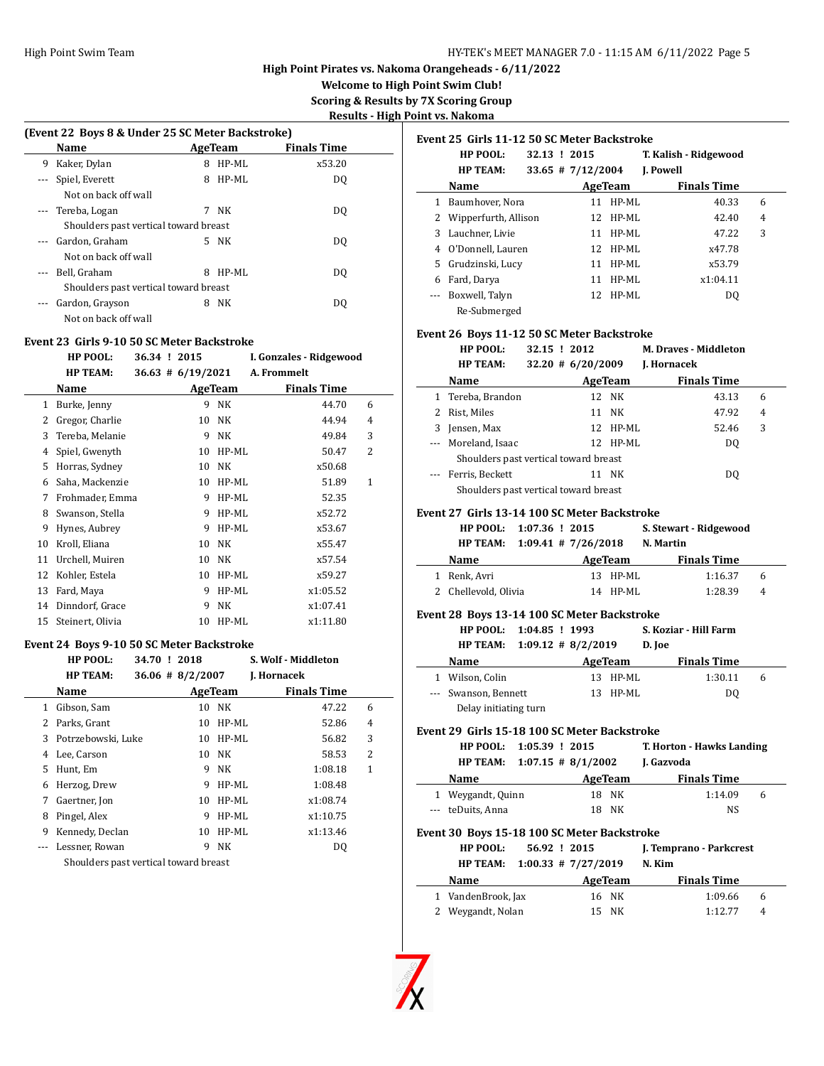High Point Pirates vs. Nakoma Orangeheads - 6/11/2022

Welcome to High Point Swim Club!

Scoring & Results by 7X Scoring Group

Results - High Point vs. Nakoma

### (Event 22 Boys 8 & Under 25 SC Meter Backstroke)

| | Name | Age | Team | Finals Time | |
|---|---|---|---|---|---|
| 9 | Kaker, Dylan | 8 | HP-ML | x53.20 | |
| --- | Spiel, Everett | 8 | HP-ML | DQ | |
| | Not on back off wall | | | | |
| --- | Tereba, Logan | 7 | NK | DQ | |
| | Shoulders past vertical toward breast | | | | |
| --- | Gardon, Graham | 5 | NK | DQ | |
| | Not on back off wall | | | | |
| --- | Bell, Graham | 8 | HP-ML | DQ | |
| | Shoulders past vertical toward breast | | | | |
| --- | Gardon, Grayson | 8 | NK | DQ | |
| | Not on back off wall | | | | |

### Event 23 Girls 9-10 50 SC Meter Backstroke

**HP POOL:** 36.34 ! 2015 I. Gonzales - Ridgewood

**HP TEAM:** 36.63 # 6/19/2021 A. Frommelt

| | Name | Age | Team | Finals Time | |
|---|---|---|---|---|---|
| 1 | Burke, Jenny | 9 | NK | 44.70 | 6 |
| 2 | Gregor, Charlie | 10 | NK | 44.94 | 4 |
| 3 | Tereba, Melanie | 9 | NK | 49.84 | 3 |
| 4 | Spiel, Gwenyth | 10 | HP-ML | 50.47 | 2 |
| 5 | Horras, Sydney | 10 | NK | x50.68 | |
| 6 | Saha, Mackenzie | 10 | HP-ML | 51.89 | 1 |
| 7 | Frohmader, Emma | 9 | HP-ML | 52.35 | |
| 8 | Swanson, Stella | 9 | HP-ML | x52.72 | |
| 9 | Hynes, Aubrey | 9 | HP-ML | x53.67 | |
| 10 | Kroll, Eliana | 10 | NK | x55.47 | |
| 11 | Urchell, Muiren | 10 | NK | x57.54 | |
| 12 | Kohler, Estela | 10 | HP-ML | x59.27 | |
| 13 | Fard, Maya | 9 | HP-ML | x1:05.52 | |
| 14 | Dinndorf, Grace | 9 | NK | x1:07.41 | |
| 15 | Steinert, Olivia | 10 | HP-ML | x1:11.80 | |

### Event 24 Boys 9-10 50 SC Meter Backstroke

**HP POOL:** 34.70 ! 2018 S. Wolf - Middleton

**HP TEAM:** 36.06 # 8/2/2007 J. Hornacek

| | Name | Age | Team | Finals Time | |
|---|---|---|---|---|---|
| 1 | Gibson, Sam | 10 | NK | 47.22 | 6 |
| 2 | Parks, Grant | 10 | HP-ML | 52.86 | 4 |
| 3 | Potrzebowski, Luke | 10 | HP-ML | 56.82 | 3 |
| 4 | Lee, Carson | 10 | NK | 58.53 | 2 |
| 5 | Hunt, Em | 9 | NK | 1:08.18 | 1 |
| 6 | Herzog, Drew | 9 | HP-ML | 1:08.48 | |
| 7 | Gaertner, Jon | 10 | HP-ML | x1:08.74 | |
| 8 | Pingel, Alex | 9 | HP-ML | x1:10.75 | |
| 9 | Kennedy, Declan | 10 | HP-ML | x1:13.46 | |
| --- | Lessner, Rowan | 9 | NK | DQ | |
| | Shoulders past vertical toward breast | | | | |

### Event 25 Girls 11-12 50 SC Meter Backstroke

**HP POOL:** 32.13 ! 2015 T. Kalish - Ridgewood

**HP TEAM:** 33.65 # 7/12/2004 J. Powell

| | Name | Age | Team | Finals Time | |
|---|---|---|---|---|---|
| 1 | Baumhover, Nora | 11 | HP-ML | 40.33 | 6 |
| 2 | Wipperfurth, Allison | 12 | HP-ML | 42.40 | 4 |
| 3 | Lauchner, Livie | 11 | HP-ML | 47.22 | 3 |
| 4 | O'Donnell, Lauren | 12 | HP-ML | x47.78 | |
| 5 | Grudzinski, Lucy | 11 | HP-ML | x53.79 | |
| 6 | Fard, Darya | 11 | HP-ML | x1:04.11 | |
| --- | Boxwell, Talyn | 12 | HP-ML | DQ | |
| | Re-Submerged | | | | |

### Event 26 Boys 11-12 50 SC Meter Backstroke

**HP POOL:** 32.15 ! 2012 M. Draves - Middleton

**HP TEAM:** 32.20 # 6/20/2009 J. Hornacek

| | Name | Age | Team | Finals Time | |
|---|---|---|---|---|---|
| 1 | Tereba, Brandon | 12 | NK | 43.13 | 6 |
| 2 | Rist, Miles | 11 | NK | 47.92 | 4 |
| 3 | Jensen, Max | 12 | HP-ML | 52.46 | 3 |
| --- | Moreland, Isaac | 12 | HP-ML | DQ | |
| | Shoulders past vertical toward breast | | | | |
| --- | Ferris, Beckett | 11 | NK | DQ | |
| | Shoulders past vertical toward breast | | | | |

### Event 27 Girls 13-14 100 SC Meter Backstroke

**HP POOL:** 1:07.36 ! 2015 S. Stewart - Ridgewood

**HP TEAM:** 1:09.41 # 7/26/2018 N. Martin

| | Name | Age | Team | Finals Time | |
|---|---|---|---|---|---|
| 1 | Renk, Avri | 13 | HP-ML | 1:16.37 | 6 |
| 2 | Chellevold, Olivia | 14 | HP-ML | 1:28.39 | 4 |

### Event 28 Boys 13-14 100 SC Meter Backstroke

**HP POOL:** 1:04.85 ! 1993 S. Koziar - Hill Farm

**HP TEAM:** 1:09.12 # 8/2/2019 D. Joe

| | Name | Age | Team | Finals Time | |
|---|---|---|---|---|---|
| 1 | Wilson, Colin | 13 | HP-ML | 1:30.11 | 6 |
| --- | Swanson, Bennett | 13 | HP-ML | DQ | |
| | Delay initiating turn | | | | |

### Event 29 Girls 15-18 100 SC Meter Backstroke

**HP POOL:** 1:05.39 ! 2015 T. Horton - Hawks Landing

**HP TEAM:** 1:07.15 # 8/1/2002 J. Gazvoda

| | Name | Age | Team | Finals Time | |
|---|---|---|---|---|---|
| 1 | Weygandt, Quinn | 18 | NK | 1:14.09 | 6 |
| --- | teDuits, Anna | 18 | NK | NS | |

### Event 30 Boys 15-18 100 SC Meter Backstroke

**HP POOL:** 56.92 ! 2015 J. Temprano - Parkcrest

**HP TEAM:** 1:00.33 # 7/27/2019 N. Kim

| | Name | Age | Team | Finals Time | |
|---|---|---|---|---|---|
| 1 | VandenBrook, Jax | 16 | NK | 1:09.66 | 6 |
| 2 | Weygandt, Nolan | 15 | NK | 1:12.77 | 4 |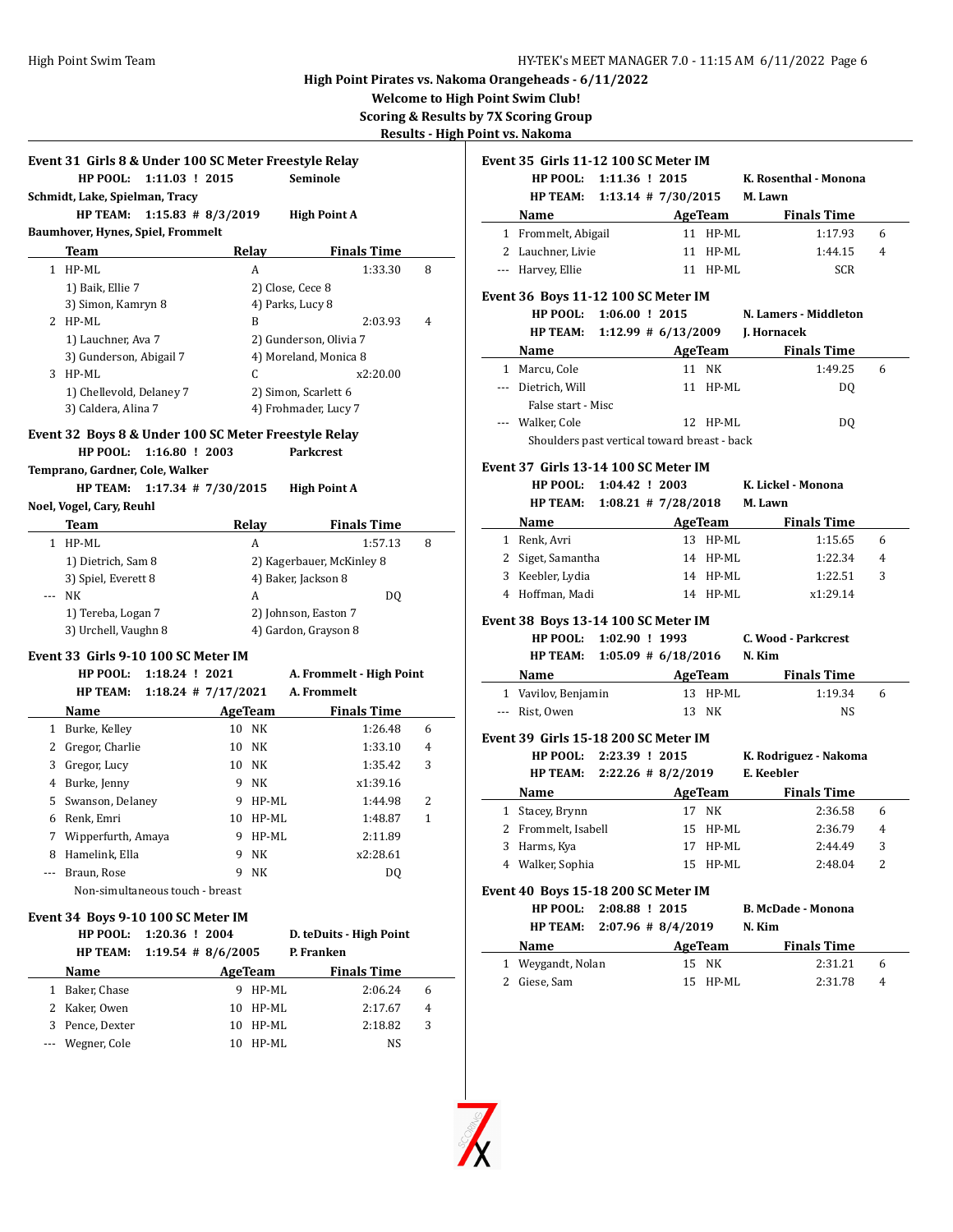High Point Pirates vs. Nakoma Orangeheads - 6/11/2022

Welcome to High Point Swim Club!

Scoring & Results by 7X Scoring Group

Results - High Point vs. Nakoma

### Event 31 Girls 8 & Under 100 SC Meter Freestyle Relay

**HP POOL: 1:11.03 ! 2015 Seminole**

**Schmidt, Lake, Spielman, Tracy**

**HP TEAM: 1:15.83 # 8/3/2019 High Point A**

**Baumhover, Hynes, Spiel, Frommelt**

| | Team | Relay | Finals Time | |
|---|---|---|---|---|
| 1 | HP-ML | A | 1:33.30 | 8 |
| | 1) Baik, Ellie 7 | 2) Close, Cece 8 | | |
| | 3) Simon, Kamryn 8 | 4) Parks, Lucy 8 | | |
| 2 | HP-ML | B | 2:03.93 | 4 |
| | 1) Lauchner, Ava 7 | 2) Gunderson, Olivia 7 | | |
| | 3) Gunderson, Abigail 7 | 4) Moreland, Monica 8 | | |
| 3 | HP-ML | C | x2:20.00 | |
| | 1) Chellevold, Delaney 7 | 2) Simon, Scarlett 6 | | |
| | 3) Caldera, Alina 7 | 4) Frohmader, Lucy 7 | | |

### Event 32 Boys 8 & Under 100 SC Meter Freestyle Relay

**HP POOL: 1:16.80 ! 2003 Parkcrest**

**Temprano, Gardner, Cole, Walker**

**HP TEAM: 1:17.34 # 7/30/2015 High Point A**

**Noel, Vogel, Cary, Reuhl**

| | Team | Relay | Finals Time | |
|---|---|---|---|---|
| 1 | HP-ML | A | 1:57.13 | 8 |
| | 1) Dietrich, Sam 8 | 2) Kagerbauer, McKinley 8 | | |
| | 3) Spiel, Everett 8 | 4) Baker, Jackson 8 | | |
| --- | NK | A | DQ | |
| | 1) Tereba, Logan 7 | 2) Johnson, Easton 7 | | |
| | 3) Urchell, Vaughn 8 | 4) Gardon, Grayson 8 | | |

### Event 33 Girls 9-10 100 SC Meter IM

**HP POOL: 1:18.24 ! 2021 A. Frommelt - High Point**

**HP TEAM: 1:18.24 # 7/17/2021 A. Frommelt**

| | Name | Age | Team | Finals Time | |
|---|---|---|---|---|---|
| 1 | Burke, Kelley | 10 | NK | 1:26.48 | 6 |
| 2 | Gregor, Charlie | 10 | NK | 1:33.10 | 4 |
| 3 | Gregor, Lucy | 10 | NK | 1:35.42 | 3 |
| 4 | Burke, Jenny | 9 | NK | x1:39.16 | |
| 5 | Swanson, Delaney | 9 | HP-ML | 1:44.98 | 2 |
| 6 | Renk, Emri | 10 | HP-ML | 1:48.87 | 1 |
| 7 | Wipperfurth, Amaya | 9 | HP-ML | 2:11.89 | |
| 8 | Hamelink, Ella | 9 | NK | x2:28.61 | |
| --- | Braun, Rose | 9 | NK | DQ | |
| | Non-simultaneous touch - breast | | | | |

### Event 34 Boys 9-10 100 SC Meter IM

**HP POOL: 1:20.36 ! 2004 D. teDuits - High Point**

**HP TEAM: 1:19.54 # 8/6/2005 P. Franken**

| | Name | Age | Team | Finals Time | |
|---|---|---|---|---|---|
| 1 | Baker, Chase | 9 | HP-ML | 2:06.24 | 6 |
| 2 | Kaker, Owen | 10 | HP-ML | 2:17.67 | 4 |
| 3 | Pence, Dexter | 10 | HP-ML | 2:18.82 | 3 |
| --- | Wegner, Cole | 10 | HP-ML | NS | |

### Event 35 Girls 11-12 100 SC Meter IM

**HP POOL: 1:11.36 ! 2015 K. Rosenthal - Monona**

**HP TEAM: 1:13.14 # 7/30/2015 M. Lawn**

| | Name | Age | Team | Finals Time | |
|---|---|---|---|---|---|
| 1 | Frommelt, Abigail | 11 | HP-ML | 1:17.93 | 6 |
| 2 | Lauchner, Livie | 11 | HP-ML | 1:44.15 | 4 |
| --- | Harvey, Ellie | 11 | HP-ML | SCR | |

### Event 36 Boys 11-12 100 SC Meter IM

**HP POOL: 1:06.00 ! 2015 N. Lamers - Middleton**

**HP TEAM: 1:12.99 # 6/13/2009 J. Hornacek**

| | Name | Age | Team | Finals Time | |
|---|---|---|---|---|---|
| 1 | Marcu, Cole | 11 | NK | 1:49.25 | 6 |
| --- | Dietrich, Will | 11 | HP-ML | DQ | |
| | False start - Misc | | | | |
| --- | Walker, Cole | 12 | HP-ML | DQ | |
| | Shoulders past vertical toward breast - back | | | | |

### Event 37 Girls 13-14 100 SC Meter IM

**HP POOL: 1:04.42 ! 2003 K. Lickel - Monona**

**HP TEAM: 1:08.21 # 7/28/2018 M. Lawn**

| | Name | Age | Team | Finals Time | |
|---|---|---|---|---|---|
| 1 | Renk, Avri | 13 | HP-ML | 1:15.65 | 6 |
| 2 | Siget, Samantha | 14 | HP-ML | 1:22.34 | 4 |
| 3 | Keebler, Lydia | 14 | HP-ML | 1:22.51 | 3 |
| 4 | Hoffman, Madi | 14 | HP-ML | x1:29.14 | |

### Event 38 Boys 13-14 100 SC Meter IM

**HP POOL: 1:02.90 ! 1993 C. Wood - Parkcrest**

**HP TEAM: 1:05.09 # 6/18/2016 N. Kim**

| | Name | Age | Team | Finals Time | |
|---|---|---|---|---|---|
| 1 | Vavilov, Benjamin | 13 | HP-ML | 1:19.34 | 6 |
| --- | Rist, Owen | 13 | NK | NS | |

### Event 39 Girls 15-18 200 SC Meter IM

**HP POOL: 2:23.39 ! 2015 K. Rodriguez - Nakoma**

**HP TEAM: 2:22.26 # 8/2/2019 E. Keebler**

| | Name | Age | Team | Finals Time | |
|---|---|---|---|---|---|
| 1 | Stacey, Brynn | 17 | NK | 2:36.58 | 6 |
| 2 | Frommelt, Isabell | 15 | HP-ML | 2:36.79 | 4 |
| 3 | Harms, Kya | 17 | HP-ML | 2:44.49 | 3 |
| 4 | Walker, Sophia | 15 | HP-ML | 2:48.04 | 2 |

### Event 40 Boys 15-18 200 SC Meter IM

**HP POOL: 2:08.88 ! 2015 B. McDade - Monona**

**HP TEAM: 2:07.96 # 8/4/2019 N. Kim**

| | Name | Age | Team | Finals Time | |
|---|---|---|---|---|---|
| 1 | Weygandt, Nolan | 15 | NK | 2:31.21 | 6 |
| 2 | Giese, Sam | 15 | HP-ML | 2:31.78 | 4 |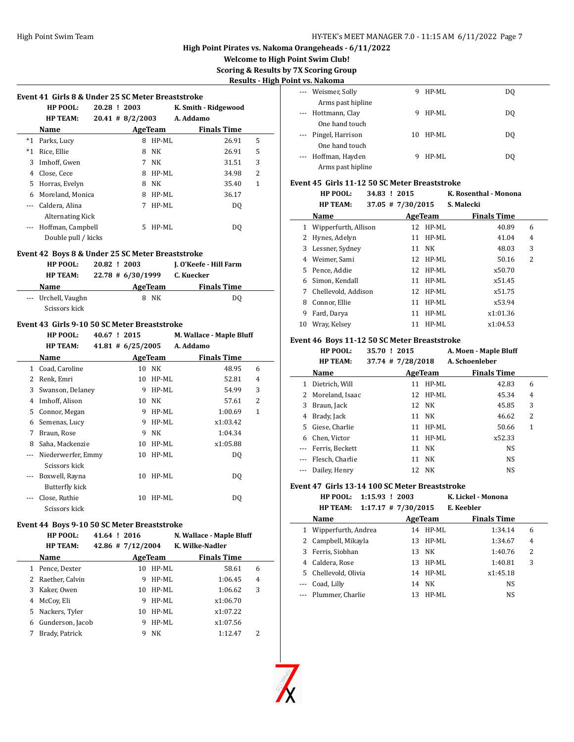## High Point Pirates vs. Nakoma Orangeheads - 6/11/2022

**Welcome to High Point Swim Club!**

**Scoring & Results by 7X Scoring Group**

**Results - High Point vs. Nakoma**

### Event 41 Girls 8 & Under 25 SC Meter Breaststroke

**HP POOL:** 20.28 ! 2003 K. Smith - Ridgewood
**HP TEAM:** 20.41 # 8/2/2003 A. Addamo

| | Name | Age | Team | Finals Time | |
|---|---|---|---|---|---|
| *1 | Parks, Lucy | 8 | HP-ML | 26.91 | 5 |
| *1 | Rice, Ellie | 8 | NK | 26.91 | 5 |
| 3 | Imhoff, Gwen | 7 | NK | 31.51 | 3 |
| 4 | Close, Cece | 8 | HP-ML | 34.98 | 2 |
| 5 | Horras, Evelyn | 8 | NK | 35.40 | 1 |
| 6 | Moreland, Monica | 8 | HP-ML | 36.17 | |
| --- | Caldera, Alina | 7 | HP-ML | DQ | |
| | Alternating Kick | | | | |
| --- | Hoffman, Campbell | 5 | HP-ML | DQ | |
| | Double pull / kicks | | | | |

### Event 42 Boys 8 & Under 25 SC Meter Breaststroke

**HP POOL:** 20.82 ! 2003 J. O'Keefe - Hill Farm
**HP TEAM:** 22.78 # 6/30/1999 C. Kuecker

| | Name | Age | Team | Finals Time | |
|---|---|---|---|---|---|
| --- | Urchell, Vaughn | 8 | NK | DQ | |
| | Scissors kick | | | | |

### Event 43 Girls 9-10 50 SC Meter Breaststroke

**HP POOL:** 40.67 ! 2015 M. Wallace - Maple Bluff
**HP TEAM:** 41.81 # 6/25/2005 A. Addamo

| | Name | Age | Team | Finals Time | |
|---|---|---|---|---|---|
| 1 | Coad, Caroline | 10 | NK | 48.95 | 6 |
| 2 | Renk, Emri | 10 | HP-ML | 52.81 | 4 |
| 3 | Swanson, Delaney | 9 | HP-ML | 54.99 | 3 |
| 4 | Imhoff, Alison | 10 | NK | 57.61 | 2 |
| 5 | Connor, Megan | 9 | HP-ML | 1:00.69 | 1 |
| 6 | Semenas, Lucy | 9 | HP-ML | x1:03.42 | |
| 7 | Braun, Rose | 9 | NK | 1:04.34 | |
| 8 | Saha, Mackenzie | 10 | HP-ML | x1:05.88 | |
| --- | Niederwerfer, Emmy | 10 | HP-ML | DQ | |
| | Scissors kick | | | | |
| --- | Boxwell, Rayna | 10 | HP-ML | DQ | |
| | Butterfly kick | | | | |
| --- | Close, Ruthie | 10 | HP-ML | DQ | |
| | Scissors kick | | | | |

### Event 44 Boys 9-10 50 SC Meter Breaststroke

**HP POOL:** 41.64 ! 2016 N. Wallace - Maple Bluff
**HP TEAM:** 42.86 # 7/12/2004 K. Wilke-Nadler

| | Name | Age | Team | Finals Time | |
|---|---|---|---|---|---|
| 1 | Pence, Dexter | 10 | HP-ML | 58.61 | 6 |
| 2 | Raether, Calvin | 9 | HP-ML | 1:06.45 | 4 |
| 3 | Kaker, Owen | 10 | HP-ML | 1:06.62 | 3 |
| 4 | McCoy, Eli | 9 | HP-ML | x1:06.70 | |
| 5 | Nackers, Tyler | 10 | HP-ML | x1:07.22 | |
| 6 | Gunderson, Jacob | 9 | HP-ML | x1:07.56 | |
| 7 | Brady, Patrick | 9 | NK | 1:12.47 | 2 |
| --- | Weismer, Solly | 9 | HP-ML | DQ | |
| | Arms past hipline | | | | |
| --- | Hottmann, Clay | 9 | HP-ML | DQ | |
| | One hand touch | | | | |
| --- | Pingel, Harrison | 10 | HP-ML | DQ | |
| | One hand touch | | | | |
| --- | Hoffman, Hayden | 9 | HP-ML | DQ | |
| | Arms past hipline | | | | |

### Event 45 Girls 11-12 50 SC Meter Breaststroke

**HP POOL:** 34.83 ! 2015 K. Rosenthal - Monona
**HP TEAM:** 37.05 # 7/30/2015 S. Malecki

| | Name | Age | Team | Finals Time | |
|---|---|---|---|---|---|
| 1 | Wipperfurth, Allison | 12 | HP-ML | 40.89 | 6 |
| 2 | Hynes, Adelyn | 11 | HP-ML | 41.04 | 4 |
| 3 | Lessner, Sydney | 11 | NK | 48.03 | 3 |
| 4 | Weimer, Sami | 12 | HP-ML | 50.16 | 2 |
| 5 | Pence, Addie | 12 | HP-ML | x50.70 | |
| 6 | Simon, Kendall | 11 | HP-ML | x51.45 | |
| 7 | Chellevold, Addison | 12 | HP-ML | x51.75 | |
| 8 | Connor, Ellie | 11 | HP-ML | x53.94 | |
| 9 | Fard, Darya | 11 | HP-ML | x1:01.36 | |
| 10 | Wray, Kelsey | 11 | HP-ML | x1:04.53 | |

### Event 46 Boys 11-12 50 SC Meter Breaststroke

**HP POOL:** 35.70 ! 2015 A. Moen - Maple Bluff
**HP TEAM:** 37.74 # 7/28/2018 A. Schoenleber

| | Name | Age | Team | Finals Time | |
|---|---|---|---|---|---|
| 1 | Dietrich, Will | 11 | HP-ML | 42.83 | 6 |
| 2 | Moreland, Isaac | 12 | HP-ML | 45.34 | 4 |
| 3 | Braun, Jack | 12 | NK | 45.85 | 3 |
| 4 | Brady, Jack | 11 | NK | 46.62 | 2 |
| 5 | Giese, Charlie | 11 | HP-ML | 50.66 | 1 |
| 6 | Chen, Victor | 11 | HP-ML | x52.33 | |
| --- | Ferris, Beckett | 11 | NK | NS | |
| --- | Flesch, Charlie | 11 | NK | NS | |
| --- | Dailey, Henry | 12 | NK | NS | |

### Event 47 Girls 13-14 100 SC Meter Breaststroke

**HP POOL:** 1:15.93 ! 2003 K. Lickel - Monona
**HP TEAM:** 1:17.17 # 7/30/2015 E. Keebler

| | Name | Age | Team | Finals Time | |
|---|---|---|---|---|---|
| 1 | Wipperfurth, Andrea | 14 | HP-ML | 1:34.14 | 6 |
| 2 | Campbell, Mikayla | 13 | HP-ML | 1:34.67 | 4 |
| 3 | Ferris, Siobhan | 13 | NK | 1:40.76 | 2 |
| 4 | Caldera, Rose | 13 | HP-ML | 1:40.81 | 3 |
| 5 | Chellevold, Olivia | 14 | HP-ML | x1:45.18 | |
| --- | Coad, Lilly | 14 | NK | NS | |
| --- | Plummer, Charlie | 13 | HP-ML | NS | |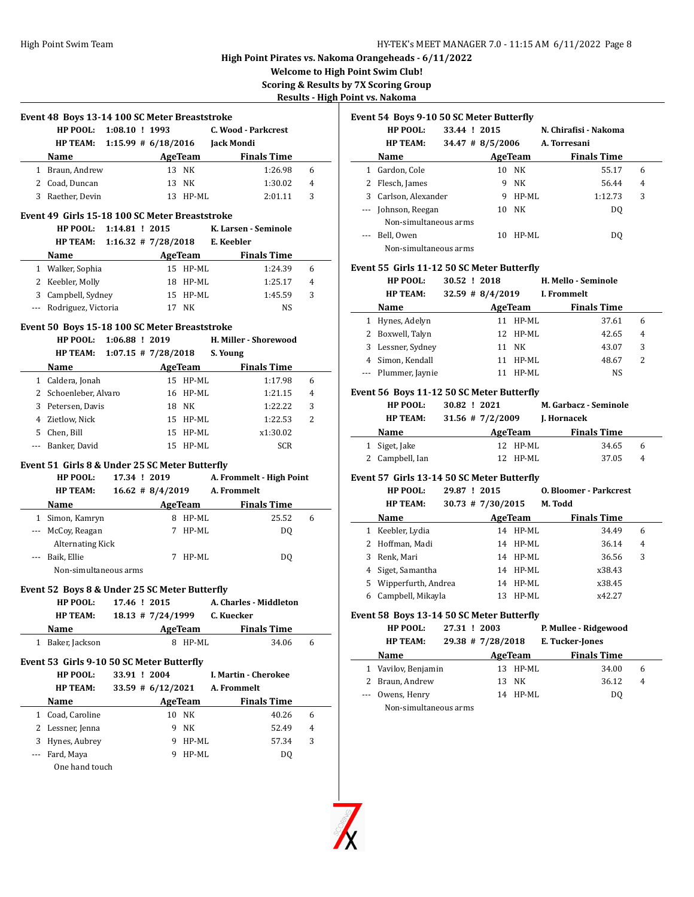High Point Pirates vs. Nakoma Orangeheads - 6/11/2022

Welcome to High Point Swim Club!

Scoring & Results by 7X Scoring Group

Results - High Point vs. Nakoma

### Event 48 Boys 13-14 100 SC Meter Breaststroke

HP POOL: 1:08.10 ! 1993 C. Wood - Parkcrest
HP TEAM: 1:15.99 # 6/18/2016 Jack Mondi

| | Name | Age | Team | Finals Time | |
|---|---|---|---|---|---|
| 1 | Braun, Andrew | 13 | NK | 1:26.98 | 6 |
| 2 | Coad, Duncan | 13 | NK | 1:30.02 | 4 |
| 3 | Raether, Devin | 13 | HP-ML | 2:01.11 | 3 |

### Event 49 Girls 15-18 100 SC Meter Breaststroke

HP POOL: 1:14.81 ! 2015 K. Larsen - Seminole
HP TEAM: 1:16.32 # 7/28/2018 E. Keebler

| | Name | Age | Team | Finals Time | |
|---|---|---|---|---|---|
| 1 | Walker, Sophia | 15 | HP-ML | 1:24.39 | 6 |
| 2 | Keebler, Molly | 18 | HP-ML | 1:25.17 | 4 |
| 3 | Campbell, Sydney | 15 | HP-ML | 1:45.59 | 3 |
| --- | Rodriguez, Victoria | 17 | NK | NS | |

### Event 50 Boys 15-18 100 SC Meter Breaststroke

HP POOL: 1:06.88 ! 2019 H. Miller - Shorewood
HP TEAM: 1:07.15 # 7/28/2018 S. Young

| | Name | Age | Team | Finals Time | |
|---|---|---|---|---|---|
| 1 | Caldera, Jonah | 15 | HP-ML | 1:17.98 | 6 |
| 2 | Schoenleber, Alvaro | 16 | HP-ML | 1:21.15 | 4 |
| 3 | Petersen, Davis | 18 | NK | 1:22.22 | 3 |
| 4 | Zietlow, Nick | 15 | HP-ML | 1:22.53 | 2 |
| 5 | Chen, Bill | 15 | HP-ML | x1:30.02 | |
| --- | Banker, David | 15 | HP-ML | SCR | |

### Event 51 Girls 8 & Under 25 SC Meter Butterfly

HP POOL: 17.34 ! 2019 A. Frommelt - High Point
HP TEAM: 16.62 # 8/4/2019 A. Frommelt

| | Name | Age | Team | Finals Time | |
|---|---|---|---|---|---|
| 1 | Simon, Kamryn | 8 | HP-ML | 25.52 | 6 |
| --- | McCoy, Reagan | 7 | HP-ML | DQ | |
| | Alternating Kick | | | | |
| --- | Baik, Ellie | 7 | HP-ML | DQ | |
| | Non-simultaneous arms | | | | |

### Event 52 Boys 8 & Under 25 SC Meter Butterfly

HP POOL: 17.46 ! 2015 A. Charles - Middleton
HP TEAM: 18.13 # 7/24/1999 C. Kuecker

| | Name | Age | Team | Finals Time | |
|---|---|---|---|---|---|
| 1 | Baker, Jackson | 8 | HP-ML | 34.06 | 6 |

### Event 53 Girls 9-10 50 SC Meter Butterfly

HP POOL: 33.91 ! 2004 I. Martin - Cherokee
HP TEAM: 33.59 # 6/12/2021 A. Frommelt

| | Name | Age | Team | Finals Time | |
|---|---|---|---|---|---|
| 1 | Coad, Caroline | 10 | NK | 40.26 | 6 |
| 2 | Lessner, Jenna | 9 | NK | 52.49 | 4 |
| 3 | Hynes, Aubrey | 9 | HP-ML | 57.34 | 3 |
| --- | Fard, Maya | 9 | HP-ML | DQ | |
| | One hand touch | | | | |

### Event 54 Boys 9-10 50 SC Meter Butterfly

HP POOL: 33.44 ! 2015 N. Chirafisi - Nakoma
HP TEAM: 34.47 # 8/5/2006 A. Torresani

| | Name | Age | Team | Finals Time | |
|---|---|---|---|---|---|
| 1 | Gardon, Cole | 10 | NK | 55.17 | 6 |
| 2 | Flesch, James | 9 | NK | 56.44 | 4 |
| 3 | Carlson, Alexander | 9 | HP-ML | 1:12.73 | 3 |
| --- | Johnson, Reegan | 10 | NK | DQ | |
| | Non-simultaneous arms | | | | |
| --- | Bell, Owen | 10 | HP-ML | DQ | |
| | Non-simultaneous arms | | | | |

### Event 55 Girls 11-12 50 SC Meter Butterfly

HP POOL: 30.52 ! 2018 H. Mello - Seminole
HP TEAM: 32.59 # 8/4/2019 I. Frommelt

| | Name | Age | Team | Finals Time | |
|---|---|---|---|---|---|
| 1 | Hynes, Adelyn | 11 | HP-ML | 37.61 | 6 |
| 2 | Boxwell, Talyn | 12 | HP-ML | 42.65 | 4 |
| 3 | Lessner, Sydney | 11 | NK | 43.07 | 3 |
| 4 | Simon, Kendall | 11 | HP-ML | 48.67 | 2 |
| --- | Plummer, Jaynie | 11 | HP-ML | NS | |

### Event 56 Boys 11-12 50 SC Meter Butterfly

HP POOL: 30.82 ! 2021 M. Garbacz - Seminole
HP TEAM: 31.56 # 7/2/2009 J. Hornacek

| | Name | Age | Team | Finals Time | |
|---|---|---|---|---|---|
| 1 | Siget, Jake | 12 | HP-ML | 34.65 | 6 |
| 2 | Campbell, Ian | 12 | HP-ML | 37.05 | 4 |

### Event 57 Girls 13-14 50 SC Meter Butterfly

HP POOL: 29.87 ! 2015 O. Bloomer - Parkcrest
HP TEAM: 30.73 # 7/30/2015 M. Todd

| | Name | Age | Team | Finals Time | |
|---|---|---|---|---|---|
| 1 | Keebler, Lydia | 14 | HP-ML | 34.49 | 6 |
| 2 | Hoffman, Madi | 14 | HP-ML | 36.14 | 4 |
| 3 | Renk, Mari | 14 | HP-ML | 36.56 | 3 |
| 4 | Siget, Samantha | 14 | HP-ML | x38.43 | |
| 5 | Wipperfurth, Andrea | 14 | HP-ML | x38.45 | |
| 6 | Campbell, Mikayla | 13 | HP-ML | x42.27 | |

### Event 58 Boys 13-14 50 SC Meter Butterfly

HP POOL: 27.31 ! 2003 P. Mullee - Ridgewood
HP TEAM: 29.38 # 7/28/2018 E. Tucker-Jones

| | Name | Age | Team | Finals Time | |
|---|---|---|---|---|---|
| 1 | Vavilov, Benjamin | 13 | HP-ML | 34.00 | 6 |
| 2 | Braun, Andrew | 13 | NK | 36.12 | 4 |
| --- | Owens, Henry | 14 | HP-ML | DQ | |
| | Non-simultaneous arms | | | | |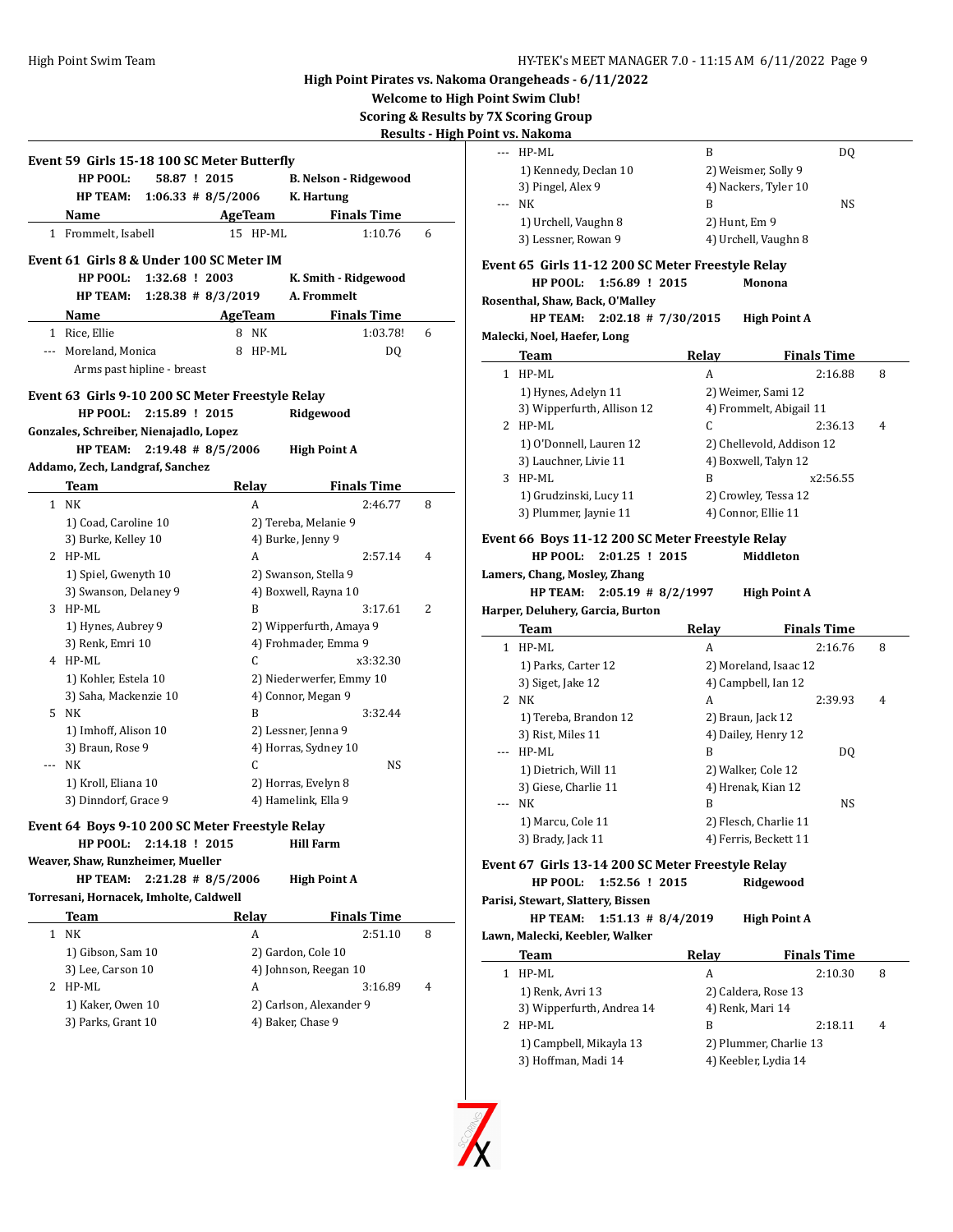## High Point Pirates vs. Nakoma Orangeheads - 6/11/2022

**Welcome to High Point Swim Club!**

**Scoring & Results by 7X Scoring Group**

**Results - High Point vs. Nakoma**

### Event 59 Girls 15-18 100 SC Meter Butterfly

**HP POOL:** 58.87 ! 2015 **B. Nelson - Ridgewood**

**HP TEAM:** 1:06.33 # 8/5/2006 **K. Hartung**

| | Name | Age | Team | Finals Time | |
|---|---|---|---|---|---|
| 1 | Frommelt, Isabell | 15 | HP-ML | 1:10.76 | 6 |

### Event 61 Girls 8 & Under 100 SC Meter IM

**HP POOL:** 1:32.68 ! 2003 **K. Smith - Ridgewood**

**HP TEAM:** 1:28.38 # 8/3/2019 **A. Frommelt**

| | Name | Age | Team | Finals Time | |
|---|---|---|---|---|---|
| 1 | Rice, Ellie | 8 | NK | 1:03.78! | 6 |
| --- | Moreland, Monica | 8 | HP-ML | DQ | |
| | Arms past hipline - breast | | | | |

### Event 63 Girls 9-10 200 SC Meter Freestyle Relay

**HP POOL:** 2:15.89 ! 2015 **Ridgewood**

**Gonzales, Schreiber, Nienajadlo, Lopez**

**HP TEAM:** 2:19.48 # 8/5/2006 **High Point A**

**Addamo, Zech, Landgraf, Sanchez**

| | Team | Relay | Finals Time | |
|---|---|---|---|---|
| 1 | NK | A | 2:46.77 | 8 |
| | 1) Coad, Caroline 10 | 2) Tereba, Melanie 9 | | |
| | 3) Burke, Kelley 10 | 4) Burke, Jenny 9 | | |
| 2 | HP-ML | A | 2:57.14 | 4 |
| | 1) Spiel, Gwenyth 10 | 2) Swanson, Stella 9 | | |
| | 3) Swanson, Delaney 9 | 4) Boxwell, Rayna 10 | | |
| 3 | HP-ML | B | 3:17.61 | 2 |
| | 1) Hynes, Aubrey 9 | 2) Wipperfurth, Amaya 9 | | |
| | 3) Renk, Emri 10 | 4) Frohmader, Emma 9 | | |
| 4 | HP-ML | C | x3:32.30 | |
| | 1) Kohler, Estela 10 | 2) Niederwerfer, Emmy 10 | | |
| | 3) Saha, Mackenzie 10 | 4) Connor, Megan 9 | | |
| 5 | NK | B | 3:32.44 | |
| | 1) Imhoff, Alison 10 | 2) Lessner, Jenna 9 | | |
| | 3) Braun, Rose 9 | 4) Horras, Sydney 10 | | |
| --- | NK | C | NS | |
| | 1) Kroll, Eliana 10 | 2) Horras, Evelyn 8 | | |
| | 3) Dinndorf, Grace 9 | 4) Hamelink, Ella 9 | | |

### Event 64 Boys 9-10 200 SC Meter Freestyle Relay

**HP POOL:** 2:14.18 ! 2015 **Hill Farm**

**Weaver, Shaw, Runzheimer, Mueller**

**HP TEAM:** 2:21.28 # 8/5/2006 **High Point A**

**Torresani, Hornacek, Imholte, Caldwell**

| | Team | Relay | Finals Time | |
|---|---|---|---|---|
| 1 | NK | A | 2:51.10 | 8 |
| | 1) Gibson, Sam 10 | 2) Gardon, Cole 10 | | |
| | 3) Lee, Carson 10 | 4) Johnson, Reegan 10 | | |
| 2 | HP-ML | A | 3:16.89 | 4 |
| | 1) Kaker, Owen 10 | 2) Carlson, Alexander 9 | | |
| | 3) Parks, Grant 10 | 4) Baker, Chase 9 | | |
| --- | HP-ML | B | DQ | |
| | 1) Kennedy, Declan 10 | 2) Weismer, Solly 9 | | |
| | 3) Pingel, Alex 9 | 4) Nackers, Tyler 10 | | |
| --- | NK | B | NS | |
| | 1) Urchell, Vaughn 8 | 2) Hunt, Em 9 | | |
| | 3) Lessner, Rowan 9 | 4) Urchell, Vaughn 8 | | |

### Event 65 Girls 11-12 200 SC Meter Freestyle Relay

**HP POOL:** 1:56.89 ! 2015 **Monona**

**Rosenthal, Shaw, Back, O'Malley**

**HP TEAM:** 2:02.18 # 7/30/2015 **High Point A**

**Malecki, Noel, Haefer, Long**

| | Team | Relay | Finals Time | |
|---|---|---|---|---|
| 1 | HP-ML | A | 2:16.88 | 8 |
| | 1) Hynes, Adelyn 11 | 2) Weimer, Sami 12 | | |
| | 3) Wipperfurth, Allison 12 | 4) Frommelt, Abigail 11 | | |
| 2 | HP-ML | C | 2:36.13 | 4 |
| | 1) O'Donnell, Lauren 12 | 2) Chellevold, Addison 12 | | |
| | 3) Lauchner, Livie 11 | 4) Boxwell, Talyn 12 | | |
| 3 | HP-ML | B | x2:56.55 | |
| | 1) Grudzinski, Lucy 11 | 2) Crowley, Tessa 12 | | |
| | 3) Plummer, Jaynie 11 | 4) Connor, Ellie 11 | | |

### Event 66 Boys 11-12 200 SC Meter Freestyle Relay

**HP POOL:** 2:01.25 ! 2015 **Middleton**

**Lamers, Chang, Mosley, Zhang**

**HP TEAM:** 2:05.19 # 8/2/1997 **High Point A**

**Harper, Deluhery, Garcia, Burton**

| | Team | Relay | Finals Time | |
|---|---|---|---|---|
| 1 | HP-ML | A | 2:16.76 | 8 |
| | 1) Parks, Carter 12 | 2) Moreland, Isaac 12 | | |
| | 3) Siget, Jake 12 | 4) Campbell, Ian 12 | | |
| 2 | NK | A | 2:39.93 | 4 |
| | 1) Tereba, Brandon 12 | 2) Braun, Jack 12 | | |
| | 3) Rist, Miles 11 | 4) Dailey, Henry 12 | | |
| --- | HP-ML | B | DQ | |
| | 1) Dietrich, Will 11 | 2) Walker, Cole 12 | | |
| | 3) Giese, Charlie 11 | 4) Hrenak, Kian 12 | | |
| --- | NK | B | NS | |
| | 1) Marcu, Cole 11 | 2) Flesch, Charlie 11 | | |
| | 3) Brady, Jack 11 | 4) Ferris, Beckett 11 | | |

### Event 67 Girls 13-14 200 SC Meter Freestyle Relay

**HP POOL:** 1:52.56 ! 2015 **Ridgewood**

**Parisi, Stewart, Slattery, Bissen**

**HP TEAM:** 1:51.13 # 8/4/2019 **High Point A**

**Lawn, Malecki, Keebler, Walker**

| | Team | Relay | Finals Time | |
|---|---|---|---|---|
| 1 | HP-ML | A | 2:10.30 | 8 |
| | 1) Renk, Avri 13 | 2) Caldera, Rose 13 | | |
| | 3) Wipperfurth, Andrea 14 | 4) Renk, Mari 14 | | |
| 2 | HP-ML | B | 2:18.11 | 4 |
| | 1) Campbell, Mikayla 13 | 2) Plummer, Charlie 13 | | |
| | 3) Hoffman, Madi 14 | 4) Keebler, Lydia 14 | | |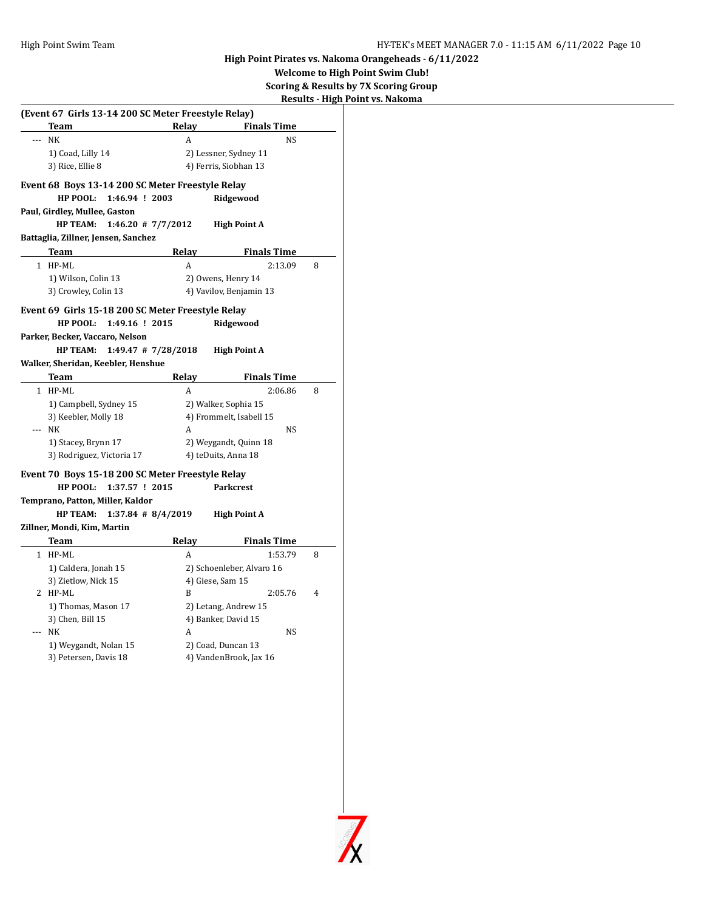## (Event 67 Girls 13-14 200 SC Meter Freestyle Relay)

| | Team | Relay | Finals Time | |
|---|---|---|---|---|
| --- | NK | A | NS | |
| | 1) Coad, Lilly 14 | 2) Lessner, Sydney 11 | | |
| | 3) Rice, Ellie 8 | 4) Ferris, Siobhan 13 | | |

## Event 68 Boys 13-14 200 SC Meter Freestyle Relay

**HP POOL: 1:46.94 ! 2003 Ridgewood**
**Paul, Girdley, Mullee, Gaston**
**HP TEAM: 1:46.20 # 7/7/2012 High Point A**
**Battaglia, Zillner, Jensen, Sanchez**

| | Team | Relay | Finals Time | |
|---|---|---|---|---|
| 1 | HP-ML | A | 2:13.09 | 8 |
| | 1) Wilson, Colin 13 | 2) Owens, Henry 14 | | |
| | 3) Crowley, Colin 13 | 4) Vavilov, Benjamin 13 | | |

## Event 69 Girls 15-18 200 SC Meter Freestyle Relay

**HP POOL: 1:49.16 ! 2015 Ridgewood**
**Parker, Becker, Vaccaro, Nelson**
**HP TEAM: 1:49.47 # 7/28/2018 High Point A**
**Walker, Sheridan, Keebler, Henshue**

| | Team | Relay | Finals Time | |
|---|---|---|---|---|
| 1 | HP-ML | A | 2:06.86 | 8 |
| | 1) Campbell, Sydney 15 | 2) Walker, Sophia 15 | | |
| | 3) Keebler, Molly 18 | 4) Frommelt, Isabell 15 | | |
| --- | NK | A | NS | |
| | 1) Stacey, Brynn 17 | 2) Weygandt, Quinn 18 | | |
| | 3) Rodriguez, Victoria 17 | 4) teDuits, Anna 18 | | |

## Event 70 Boys 15-18 200 SC Meter Freestyle Relay

**HP POOL: 1:37.57 ! 2015 Parkcrest**
**Temprano, Patton, Miller, Kaldor**
**HP TEAM: 1:37.84 # 8/4/2019 High Point A**
**Zillner, Mondi, Kim, Martin**

| | Team | Relay | Finals Time | |
|---|---|---|---|---|
| 1 | HP-ML | A | 1:53.79 | 8 |
| | 1) Caldera, Jonah 15 | 2) Schoenleber, Alvaro 16 | | |
| | 3) Zietlow, Nick 15 | 4) Giese, Sam 15 | | |
| 2 | HP-ML | B | 2:05.76 | 4 |
| | 1) Thomas, Mason 17 | 2) Letang, Andrew 15 | | |
| | 3) Chen, Bill 15 | 4) Banker, David 15 | | |
| --- | NK | A | NS | |
| | 1) Weygandt, Nolan 15 | 2) Coad, Duncan 13 | | |
| | 3) Petersen, Davis 18 | 4) VandenBrook, Jax 16 | | |